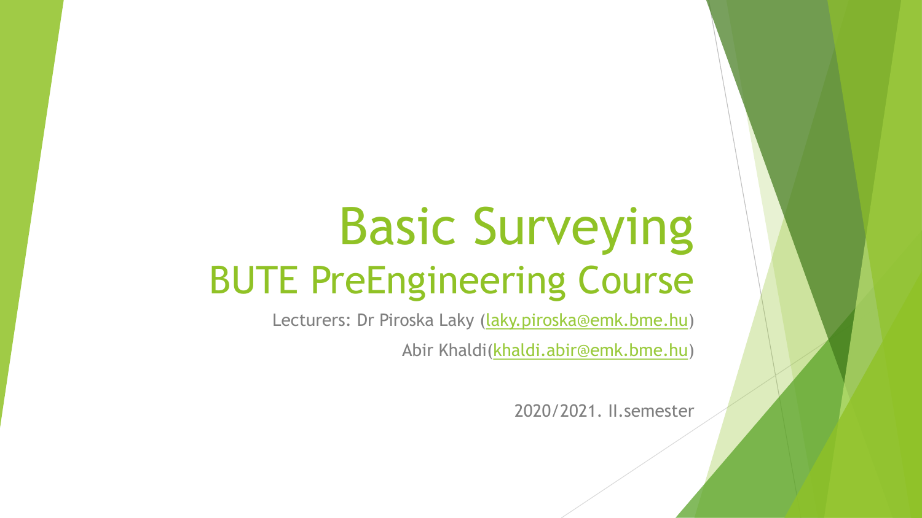# Basic Surveying

## BUTE PreEngineering Course

Lecturers: Dr Piroska Laky (laky.piroska@emk.bme.hu)

Abir Khaldi(khaldi.abir@emk.bme.hu)

2020/2021. II.semester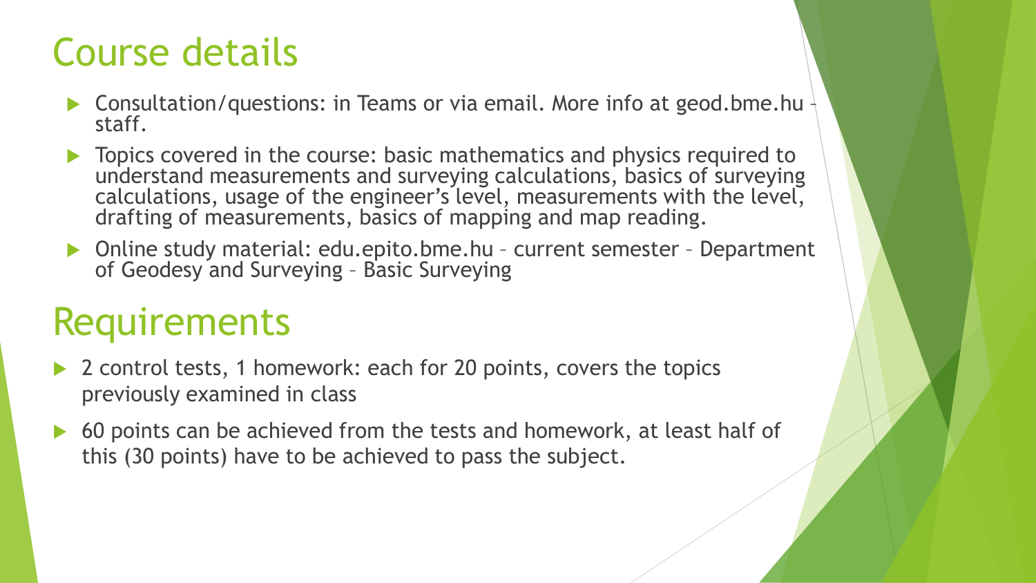# Course details

- Consultation/questions: in Teams or via email. More info at geod.bme.hu – staff.
- Topics covered in the course: basic mathematics and physics required to understand measurements and surveying calculations, basics of surveying calculations, usage of the engineer's level, measurements with the level, drafting of measurements, basics of mapping and map reading.
- Online study material: edu.epito.bme.hu – current semester – Department of Geodesy and Surveying – Basic Surveying

# Requirements

- 2 control tests, 1 homework: each for 20 points, covers the topics previously examined in class
- 60 points can be achieved from the tests and homework, at least half of this (30 points) have to be achieved to pass the subject.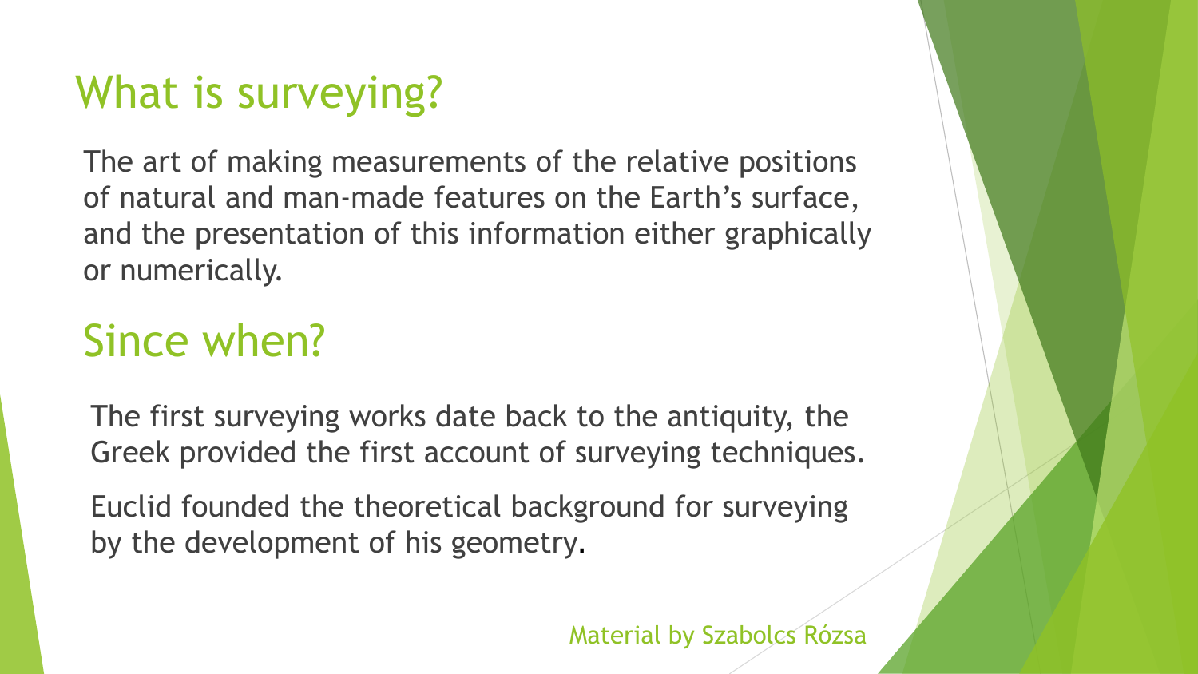# What is surveying?

The art of making measurements of the relative positions of natural and man-made features on the Earth's surface, and the presentation of this information either graphically or numerically.

# Since when?

The first surveying works date back to the antiquity, the Greek provided the first account of surveying techniques.

Euclid founded the theoretical background for surveying by the development of his geometry.

Material by Szabolcs Rózsa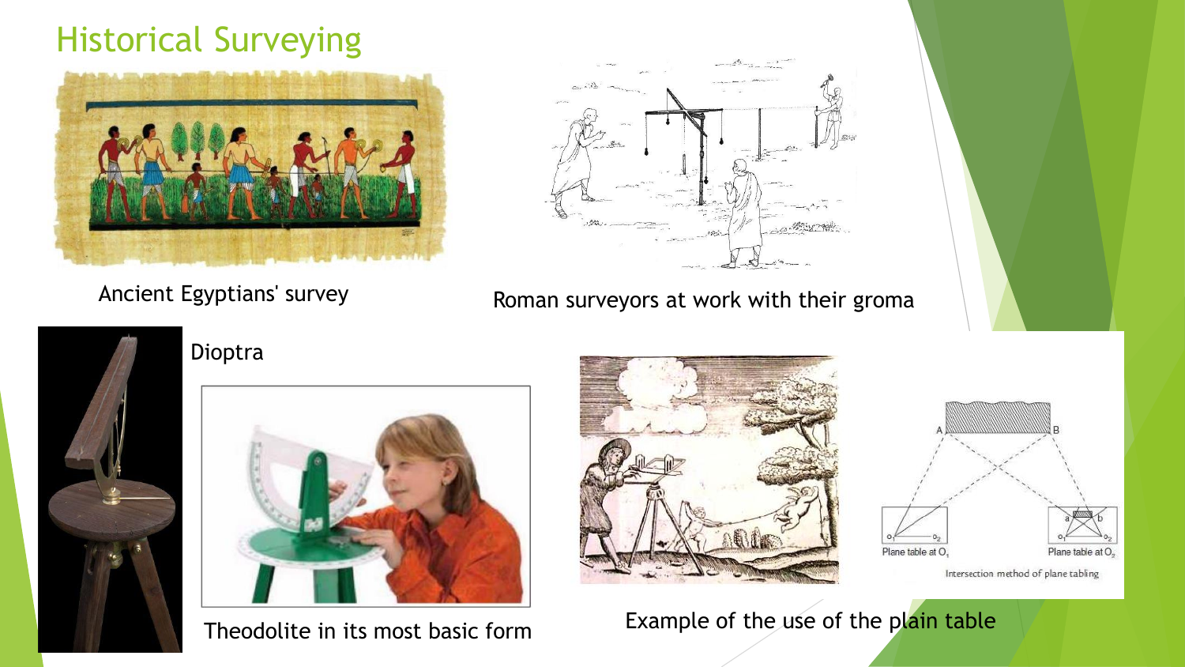# Historical Surveying

Ancient Egyptians' survey

Roman surveyors at work with their groma

Dioptra

Theodolite in its most basic form

Example of the use of the plain table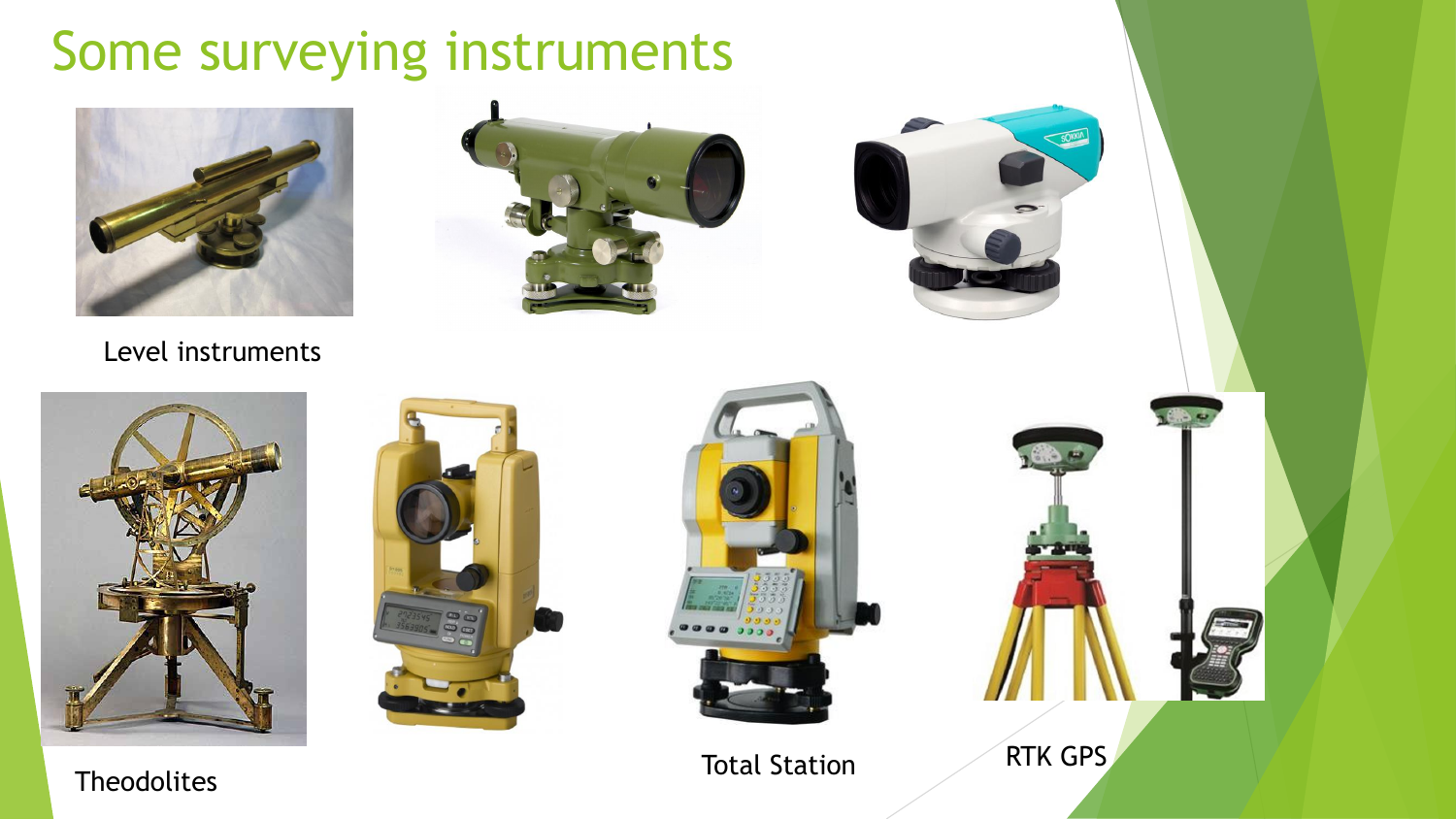# Some surveying instruments

Level instruments

Theodolites

Total Station

RTK GPS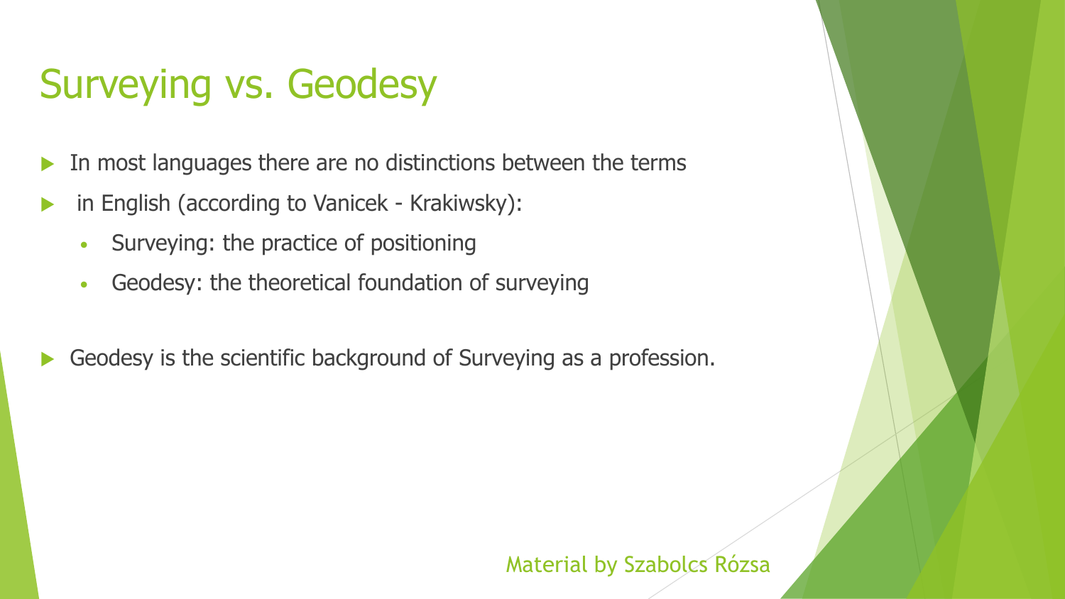# Surveying vs. Geodesy

- In most languages there are no distinctions between the terms
- in English (according to Vanicek - Krakiwsky):
  - Surveying: the practice of positioning
  - Geodesy: the theoretical foundation of surveying

- Geodesy is the scientific background of Surveying as a profession.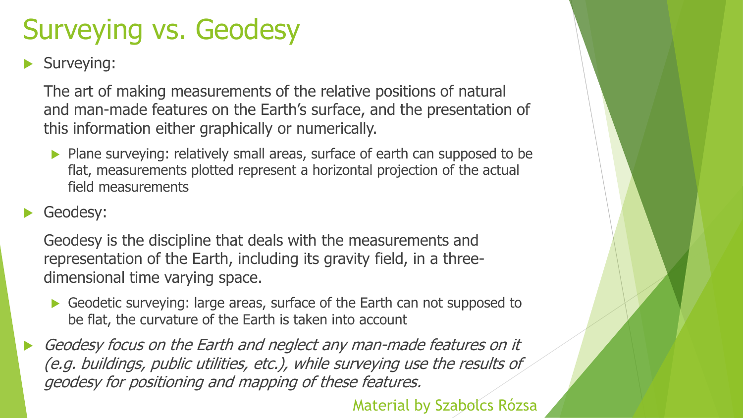# Surveying vs. Geodesy

- Surveying:

  The art of making measurements of the relative positions of natural and man-made features on the Earth's surface, and the presentation of this information either graphically or numerically.

  - Plane surveying: relatively small areas, surface of earth can supposed to be flat, measurements plotted represent a horizontal projection of the actual field measurements

- Geodesy:

  Geodesy is the discipline that deals with the measurements and representation of the Earth, including its gravity field, in a three-dimensional time varying space.

  - Geodetic surveying: large areas, surface of the Earth can not supposed to be flat, the curvature of the Earth is taken into account

- *Geodesy focus on the Earth and neglect any man-made features on it (e.g. buildings, public utilities, etc.), while surveying use the results of geodesy for positioning and mapping of these features.*

Material by Szabolcs Rózsa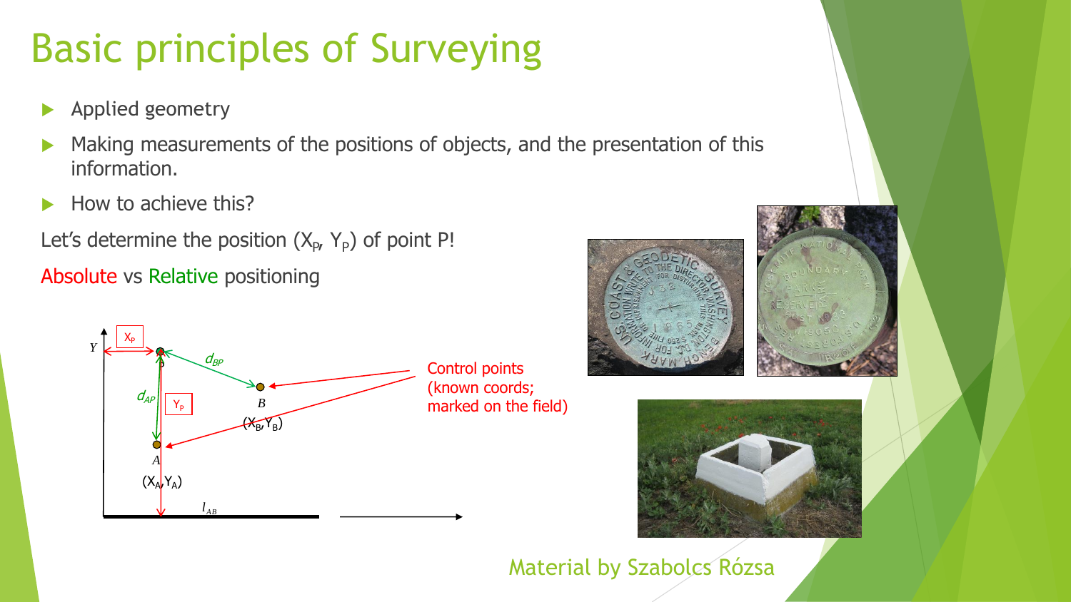# Basic principles of Surveying

- Applied geometry
- Making measurements of the positions of objects, and the presentation of this information.
- How to achieve this?

Let's determine the position ($X_P$, $Y_P$) of point P!

Absolute vs Relative positioning

$X_P$

$Y$

$d_{BP}$

$d_{AP}$

$Y_P$

$B$

($X_B$, $Y_B$)

$A$

($X_A$, $Y_A$)

$l_{AB}$

Control points (known coords; marked on the field)

Material by Szabolcs Rózsa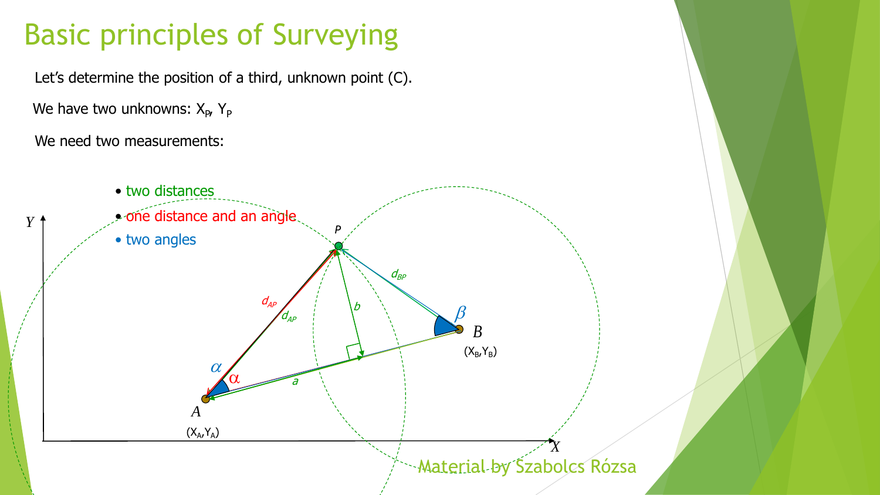# Basic principles of Surveying

Let's determine the position of a third, unknown point (C).

We have two unknowns: $X_P$, $Y_P$

We need two measurements:

- two distances
- one distance and an angle
- two angles

Material by Szabolcs Rózsa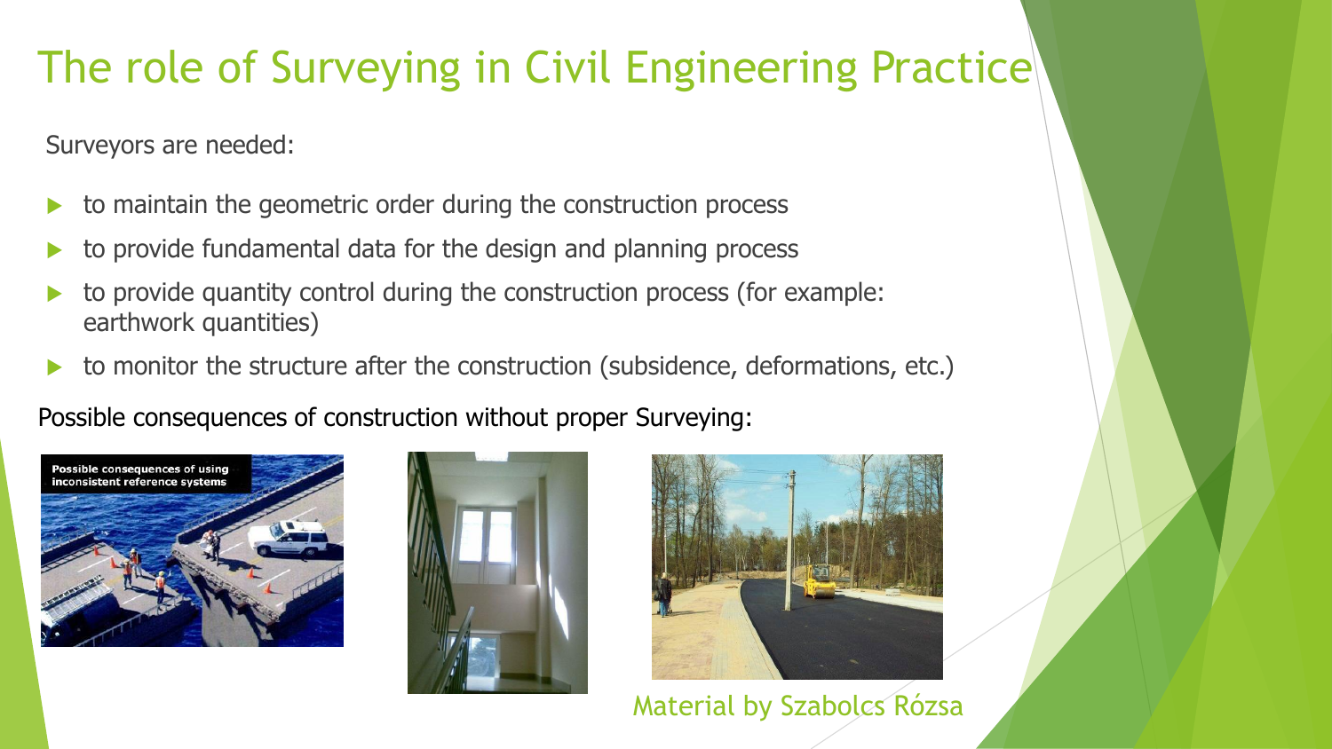# The role of Surveying in Civil Engineering Practice

Surveyors are needed:

- to maintain the geometric order during the construction process
- to provide fundamental data for the design and planning process
- to provide quantity control during the construction process (for example: earthwork quantities)
- to monitor the structure after the construction (subsidence, deformations, etc.)

Possible consequences of construction without proper Surveying:

Possible consequences of using inconsistent reference systems

Material by Szabolcs Rózsa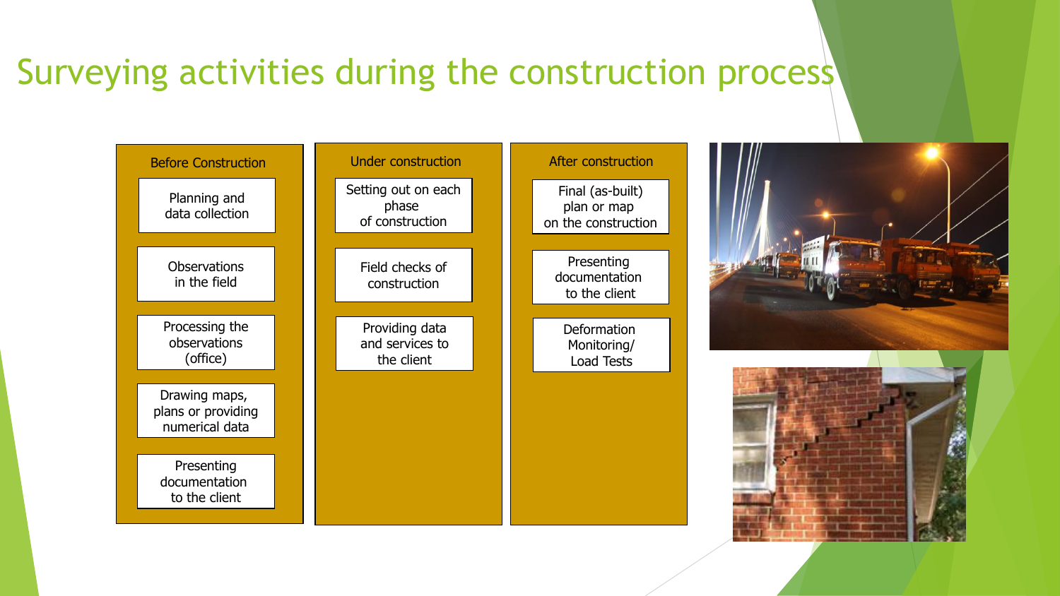# Surveying activities during the construction process

### Before Construction

- Planning and data collection
- Observations in the field
- Processing the observations (office)
- Drawing maps, plans or providing numerical data
- Presenting documentation to the client

### Under construction

- Setting out on each phase of construction
- Field checks of construction
- Providing data and services to the client

### After construction

- Final (as-built) plan or map on the construction
- Presenting documentation to the client
- Deformation Monitoring/ Load Tests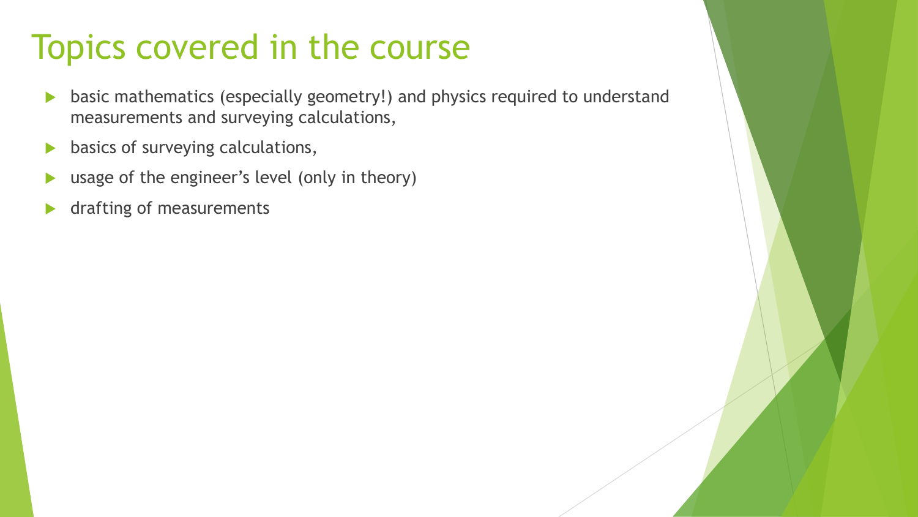# Topics covered in the course

- basic mathematics (especially geometry!) and physics required to understand measurements and surveying calculations,
- basics of surveying calculations,
- usage of the engineer's level (only in theory)
- drafting of measurements